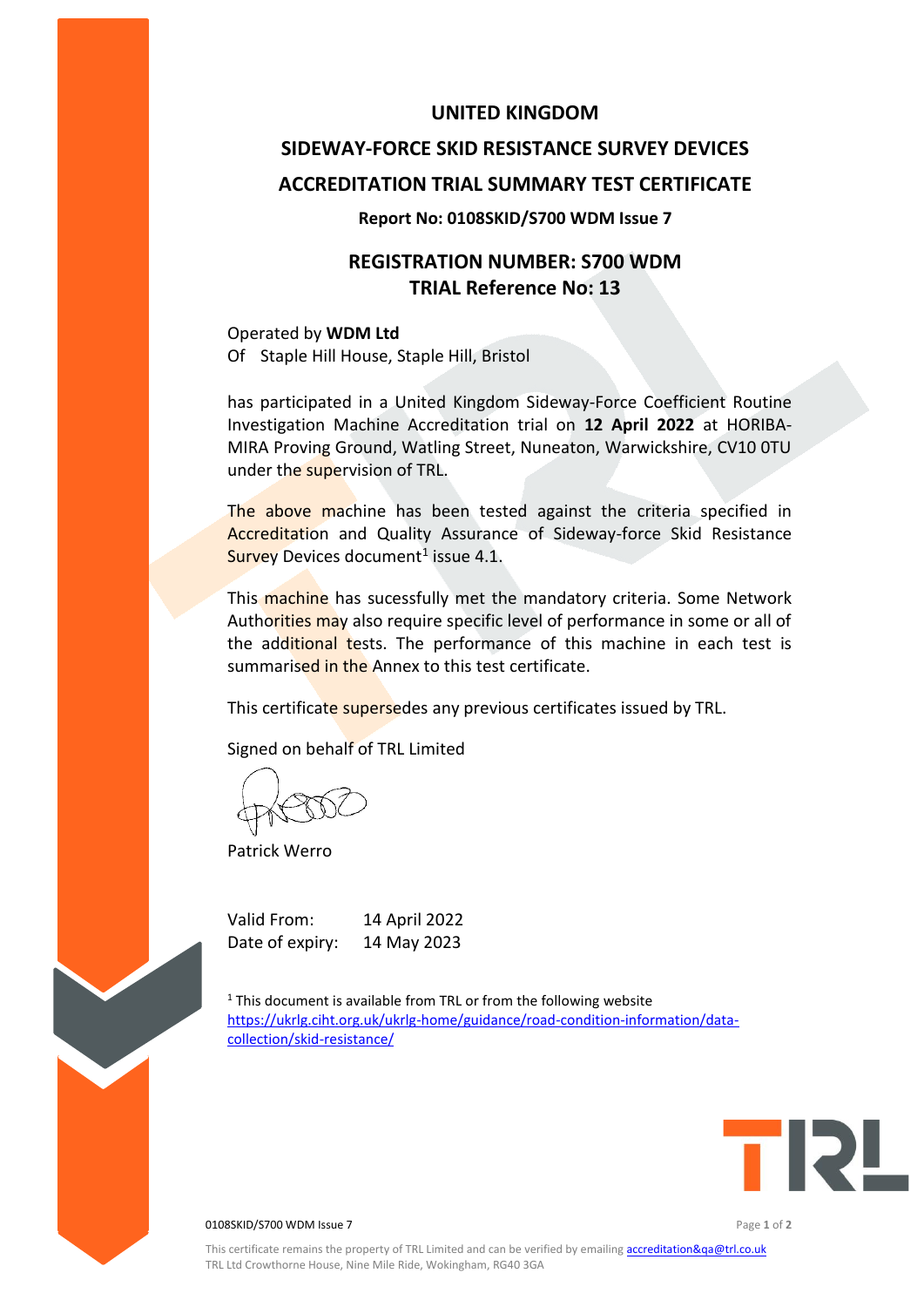# UNITED KINGDOM

# SIDEWAY-FORCE SKID RESISTANCE SURVEY DEVICES

# ACCREDITATION TRIAL SUMMARY TEST CERTIFICATE

**Report No: 0108SKID/S700 WDM Issue 7**

## REGISTRATION NUMBER: S700 WDM
## TRIAL Reference No: 13

Operated by **WDM Ltd**
Of Staple Hill House, Staple Hill, Bristol

has participated in a United Kingdom Sideway-Force Coefficient Routine Investigation Machine Accreditation trial on **12 April 2022** at HORIBA-MIRA Proving Ground, Watling Street, Nuneaton, Warwickshire, CV10 0TU under the supervision of TRL.

The above machine has been tested against the criteria specified in Accreditation and Quality Assurance of Sideway-force Skid Resistance Survey Devices document[1] issue 4.1.

This machine has sucessfully met the mandatory criteria. Some Network Authorities may also require specific level of performance in some or all of the additional tests. The performance of this machine in each test is summarised in the Annex to this test certificate.

This certificate supersedes any previous certificates issued by TRL.

Signed on behalf of TRL Limited

Patrick Werro

Valid From: 14 April 2022
Date of expiry: 14 May 2023

[1] This document is available from TRL or from the following website https://ukrlg.ciht.org.uk/ukrlg-home/guidance/road-condition-information/data-collection/skid-resistance/

This certificate remains the property of TRL Limited and can be verified by emailing accreditation&qa@trl.co.uk
TRL Ltd Crowthorne House, Nine Mile Ride, Wokingham, RG40 3GA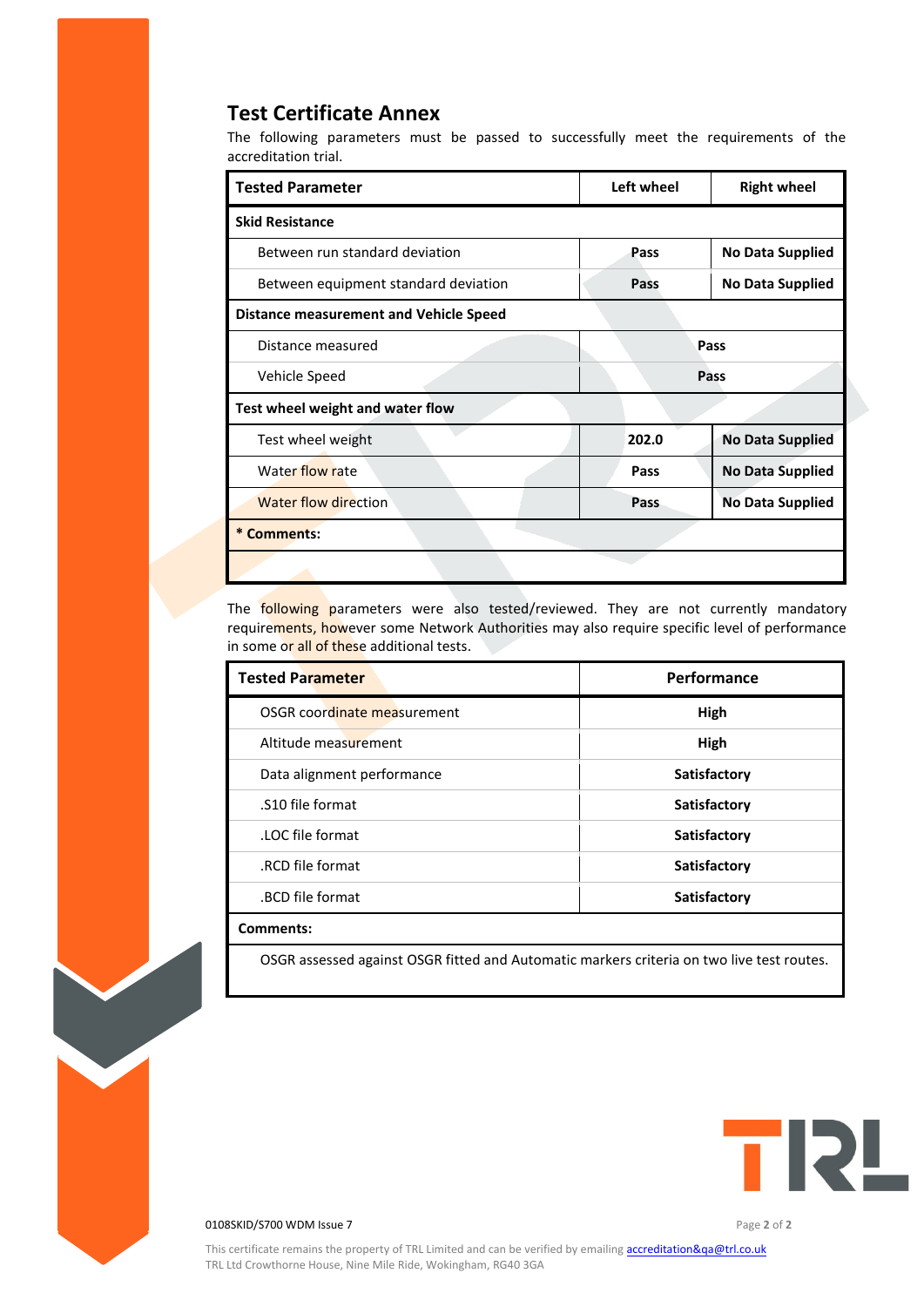## Test Certificate Annex

The following parameters must be passed to successfully meet the requirements of the accreditation trial.

| Tested Parameter | Left wheel | Right wheel |
|---|---|---|
| **Skid Resistance** | | |
| Between run standard deviation | **Pass** | **No Data Supplied** |
| Between equipment standard deviation | **Pass** | **No Data Supplied** |
| **Distance measurement and Vehicle Speed** | | |
| Distance measured | **Pass** | |
| Vehicle Speed | **Pass** | |
| **Test wheel weight and water flow** | | |
| Test wheel weight | **202.0** | **No Data Supplied** |
| Water flow rate | **Pass** | **No Data Supplied** |
| Water flow direction | **Pass** | **No Data Supplied** |
| *** Comments:** | | |

The following parameters were also tested/reviewed. They are not currently mandatory requirements, however some Network Authorities may also require specific level of performance in some or all of these additional tests.

| Tested Parameter | Performance |
|---|---|
| OSGR coordinate measurement | **High** |
| Altitude measurement | **High** |
| Data alignment performance | **Satisfactory** |
| .S10 file format | **Satisfactory** |
| .LOC file format | **Satisfactory** |
| .RCD file format | **Satisfactory** |
| .BCD file format | **Satisfactory** |
| **Comments:** | |
| OSGR assessed against OSGR fitted and Automatic markers criteria on two live test routes. | |

0108SKID/S700 WDM Issue 7

This certificate remains the property of TRL Limited and can be verified by emailing accreditation&qa@trl.co.uk
TRL Ltd Crowthorne House, Nine Mile Ride, Wokingham, RG40 3GA